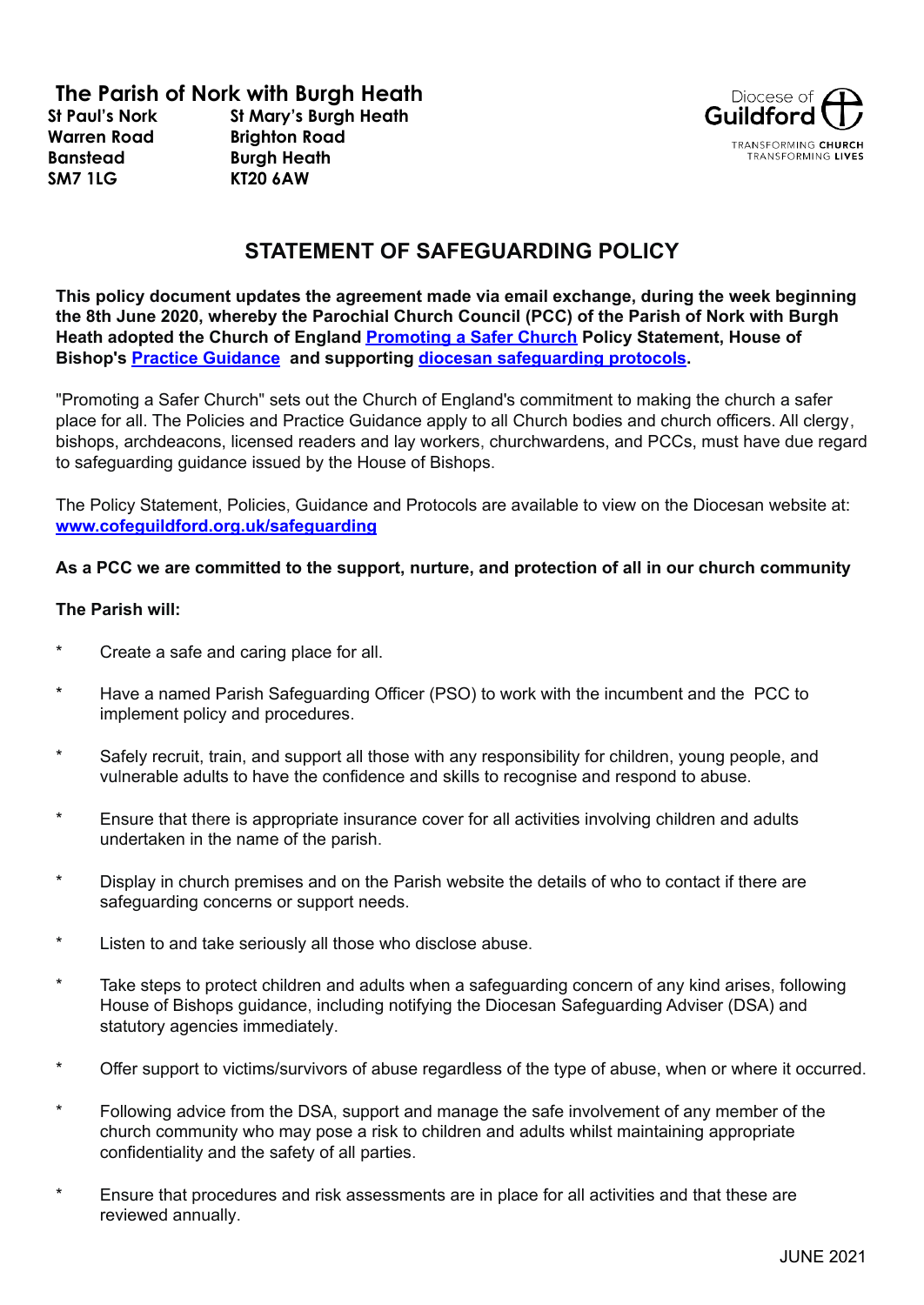# The Parish of Nork with Burgh Heath

**St Paul's Nork**
**Warren Road**
**Banstead**
**SM7 1LG**

**St Mary's Burgh Heath**
**Brighton Road**
**Burgh Heath**
**KT20 6AW**

Diocese of Guildford
TRANSFORMING CHURCH
TRANSFORMING LIVES

## STATEMENT OF SAFEGUARDING POLICY

**This policy document updates the agreement made via email exchange, during the week beginning the 8th June 2020, whereby the Parochial Church Council (PCC) of the Parish of Nork with Burgh Heath adopted the Church of England Promoting a Safer Church Policy Statement, House of Bishop's Practice Guidance and supporting diocesan safeguarding protocols.**

"Promoting a Safer Church" sets out the Church of England's commitment to making the church a safer place for all. The Policies and Practice Guidance apply to all Church bodies and church officers. All clergy, bishops, archdeacons, licensed readers and lay workers, churchwardens, and PCCs, must have due regard to safeguarding guidance issued by the House of Bishops.

The Policy Statement, Policies, Guidance and Protocols are available to view on the Diocesan website at: **www.cofeguildford.org.uk/safeguarding**

**As a PCC we are committed to the support, nurture, and protection of all in our church community**

**The Parish will:**

- Create a safe and caring place for all.
- Have a named Parish Safeguarding Officer (PSO) to work with the incumbent and the PCC to implement policy and procedures.
- Safely recruit, train, and support all those with any responsibility for children, young people, and vulnerable adults to have the confidence and skills to recognise and respond to abuse.
- Ensure that there is appropriate insurance cover for all activities involving children and adults undertaken in the name of the parish.
- Display in church premises and on the Parish website the details of who to contact if there are safeguarding concerns or support needs.
- Listen to and take seriously all those who disclose abuse.
- Take steps to protect children and adults when a safeguarding concern of any kind arises, following House of Bishops guidance, including notifying the Diocesan Safeguarding Adviser (DSA) and statutory agencies immediately.
- Offer support to victims/survivors of abuse regardless of the type of abuse, when or where it occurred.
- Following advice from the DSA, support and manage the safe involvement of any member of the church community who may pose a risk to children and adults whilst maintaining appropriate confidentiality and the safety of all parties.
- Ensure that procedures and risk assessments are in place for all activities and that these are reviewed annually.

JUNE 2021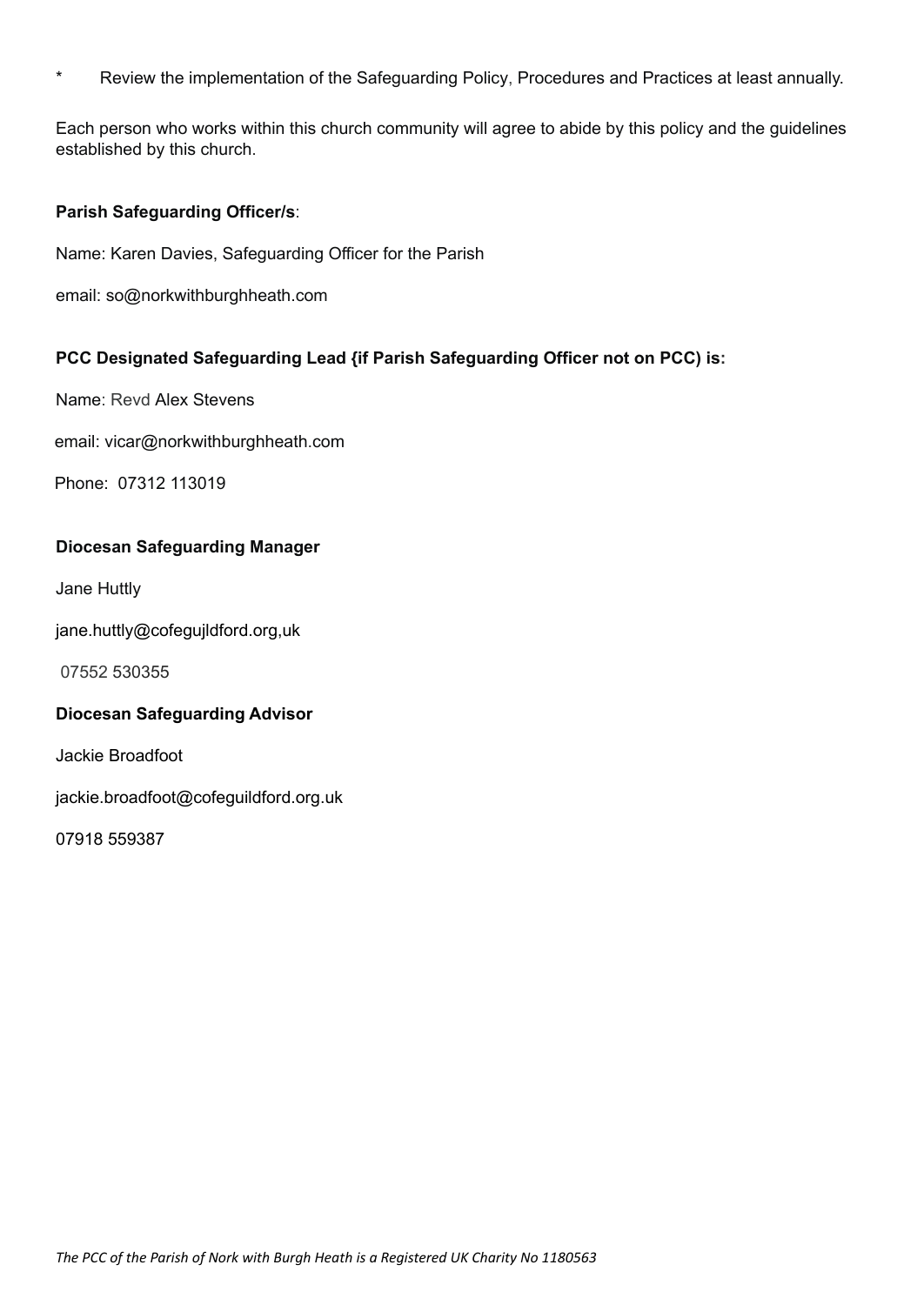* Review the implementation of the Safeguarding Policy, Procedures and Practices at least annually.

Each person who works within this church community will agree to abide by this policy and the guidelines established by this church.

**Parish Safeguarding Officer/s**:

Name: Karen Davies, Safeguarding Officer for the Parish

email: so@norkwithburghheath.com

**PCC Designated Safeguarding Lead {if Parish Safeguarding Officer not on PCC) is:**

Name: Revd Alex Stevens

email: vicar@norkwithburghheath.com

Phone: 07312 113019

**Diocesan Safeguarding Manager**

Jane Huttly

jane.huttly@cofegujldford.org,uk

07552 530355

**Diocesan Safeguarding Advisor**

Jackie Broadfoot

jackie.broadfoot@cofeguildford.org.uk

07918 559387

*The PCC of the Parish of Nork with Burgh Heath is a Registered UK Charity No 1180563*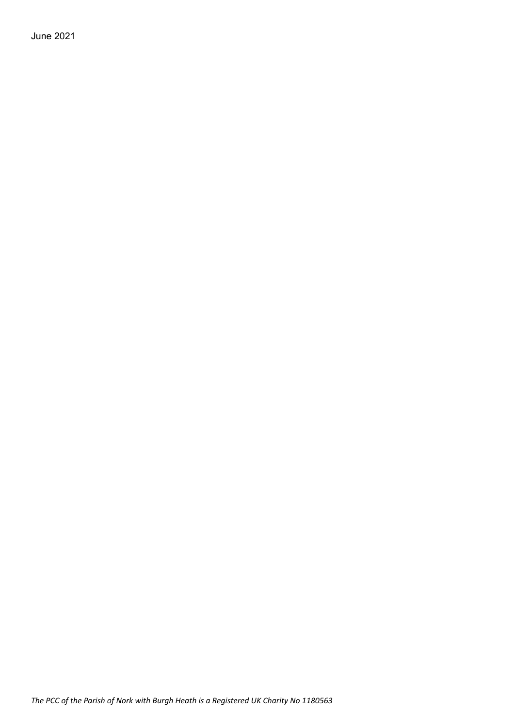June 2021

*The PCC of the Parish of Nork with Burgh Heath is a Registered UK Charity No 1180563*